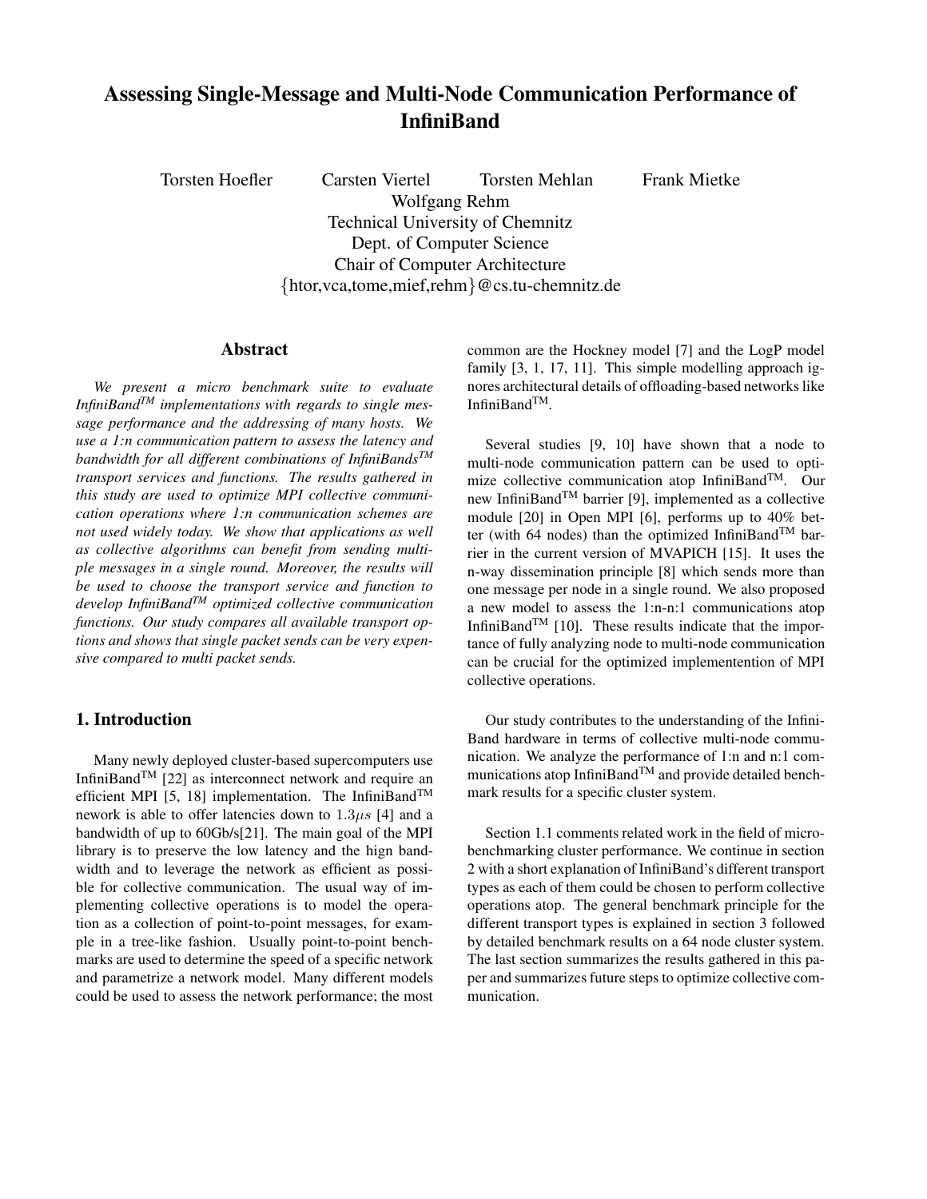# Assessing Single-Message and Multi-Node Communication Performance of InfiniBand

Torsten Hoefler    Carsten Viertel    Torsten Mehlan    Frank Mietke
Wolfgang Rehm
Technical University of Chemnitz
Dept. of Computer Science
Chair of Computer Architecture
{htor,vca,tome,mief,rehm}@cs.tu-chemnitz.de

## Abstract

*We present a micro benchmark suite to evaluate InfiniBand™ implementations with regards to single message performance and the addressing of many hosts. We use a 1:n communication pattern to assess the latency and bandwidth for all different combinations of InfiniBands™ transport services and functions. The results gathered in this study are used to optimize MPI collective communication operations where 1:n communication schemes are not used widely today. We show that applications as well as collective algorithms can benefit from sending multiple messages in a single round. Moreover, the results will be used to choose the transport service and function to develop InfiniBand™ optimized collective communication functions. Our study compares all available transport options and shows that single packet sends can be very expensive compared to multi packet sends.*

## 1. Introduction

Many newly deployed cluster-based supercomputers use InfiniBand™ [22] as interconnect network and require an efficient MPI [5, 18] implementation. The InfiniBand™ nework is able to offer latencies down to $1.3\mu s$ [4] and a bandwidth of up to 60Gb/s[21]. The main goal of the MPI library is to preserve the low latency and the hign bandwidth and to leverage the network as efficient as possible for collective communication. The usual way of implementing collective operations is to model the operation as a collection of point-to-point messages, for example in a tree-like fashion. Usually point-to-point benchmarks are used to determine the speed of a specific network and parametrize a network model. Many different models could be used to assess the network performance; the most common are the Hockney model [7] and the LogP model family [3, 1, 17, 11]. This simple modelling approach ignores architectural details of offloading-based networks like InfiniBand™.

Several studies [9, 10] have shown that a node to multi-node communication pattern can be used to optimize collective communication atop InfiniBand™. Our new InfiniBand™ barrier [9], implemented as a collective module [20] in Open MPI [6], performs up to 40% better (with 64 nodes) than the optimized InfiniBand™ barrier in the current version of MVAPICH [15]. It uses the n-way dissemination principle [8] which sends more than one message per node in a single round. We also proposed a new model to assess the 1:n-n:1 communications atop InfiniBand™ [10]. These results indicate that the importance of fully analyzing node to multi-node communication can be crucial for the optimized implemententation of MPI collective operations.

Our study contributes to the understanding of the InfiniBand hardware in terms of collective multi-node communication. We analyze the performance of 1:n and n:1 communications atop InfiniBand™ and provide detailed benchmark results for a specific cluster system.

Section 1.1 comments related work in the field of microbenchmarking cluster performance. We continue in section 2 with a short explanation of InfiniBand's different transport types as each of them could be chosen to perform collective operations atop. The general benchmark principle for the different transport types is explained in section 3 followed by detailed benchmark results on a 64 node cluster system. The last section summarizes the results gathered in this paper and summarizes future steps to optimize collective communication.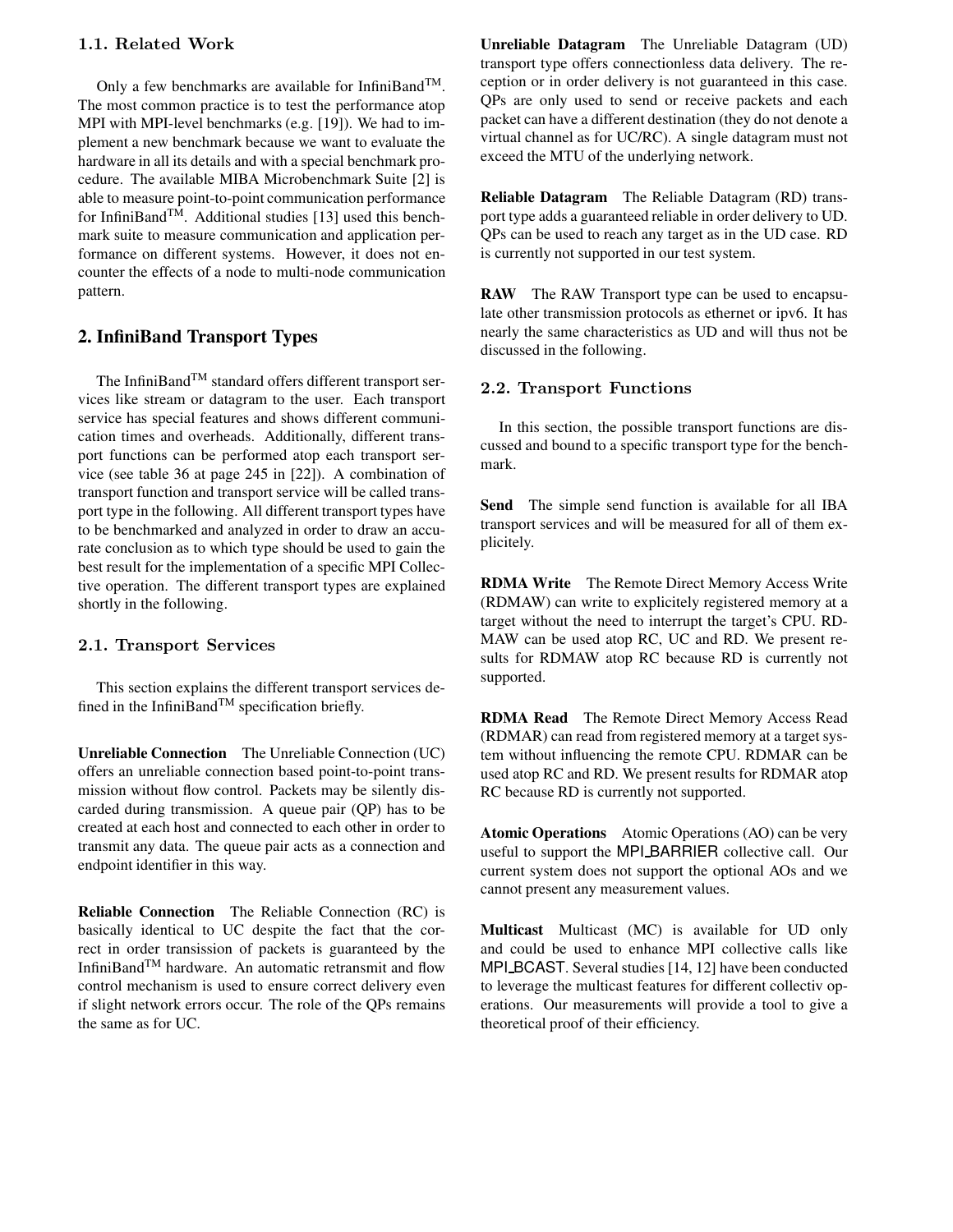### 1.1. Related Work

Only a few benchmarks are available for InfiniBand™. The most common practice is to test the performance atop MPI with MPI-level benchmarks (e.g. [19]). We had to implement a new benchmark because we want to evaluate the hardware in all its details and with a special benchmark procedure. The available MIBA Microbenchmark Suite [2] is able to measure point-to-point communication performance for InfiniBand™. Additional studies [13] used this benchmark suite to measure communication and application performance on different systems. However, it does not encounter the effects of a node to multi-node communication pattern.

## 2. InfiniBand Transport Types

The InfiniBand™ standard offers different transport services like stream or datagram to the user. Each transport service has special features and shows different communication times and overheads. Additionally, different transport functions can be performed atop each transport service (see table 36 at page 245 in [22]). A combination of transport function and transport service will be called transport type in the following. All different transport types have to be benchmarked and analyzed in order to draw an accurate conclusion as to which type should be used to gain the best result for the implementation of a specific MPI Collective operation. The different transport types are explained shortly in the following.

### 2.1. Transport Services

This section explains the different transport services defined in the InfiniBand™ specification briefly.

**Unreliable Connection** The Unreliable Connection (UC) offers an unreliable connection based point-to-point transmission without flow control. Packets may be silently discarded during transmission. A queue pair (QP) has to be created at each host and connected to each other in order to transmit any data. The queue pair acts as a connection and endpoint identifier in this way.

**Reliable Connection** The Reliable Connection (RC) is basically identical to UC despite the fact that the correct in order transission of packets is guaranteed by the InfiniBand™ hardware. An automatic retransmit and flow control mechanism is used to ensure correct delivery even if slight network errors occur. The role of the QPs remains the same as for UC.

**Unreliable Datagram** The Unreliable Datagram (UD) transport type offers connectionless data delivery. The reception or in order delivery is not guaranteed in this case. QPs are only used to send or receive packets and each packet can have a different destination (they do not denote a virtual channel as for UC/RC). A single datagram must not exceed the MTU of the underlying network.

**Reliable Datagram** The Reliable Datagram (RD) transport type adds a guaranteed reliable in order delivery to UD. QPs can be used to reach any target as in the UD case. RD is currently not supported in our test system.

**RAW** The RAW Transport type can be used to encapsulate other transmission protocols as ethernet or ipv6. It has nearly the same characteristics as UD and will thus not be discussed in the following.

### 2.2. Transport Functions

In this section, the possible transport functions are discussed and bound to a specific transport type for the benchmark.

**Send** The simple send function is available for all IBA transport services and will be measured for all of them explicitely.

**RDMA Write** The Remote Direct Memory Access Write (RDMAW) can write to explicitely registered memory at a target without the need to interrupt the target's CPU. RDMAW can be used atop RC, UC and RD. We present results for RDMAW atop RC because RD is currently not supported.

**RDMA Read** The Remote Direct Memory Access Read (RDMAR) can read from registered memory at a target system without influencing the remote CPU. RDMAR can be used atop RC and RD. We present results for RDMAR atop RC because RD is currently not supported.

**Atomic Operations** Atomic Operations (AO) can be very useful to support the MPI_BARRIER collective call. Our current system does not support the optional AOs and we cannot present any measurement values.

**Multicast** Multicast (MC) is available for UD only and could be used to enhance MPI collective calls like MPI_BCAST. Several studies [14, 12] have been conducted to leverage the multicast features for different collectiv operations. Our measurements will provide a tool to give a theoretical proof of their efficiency.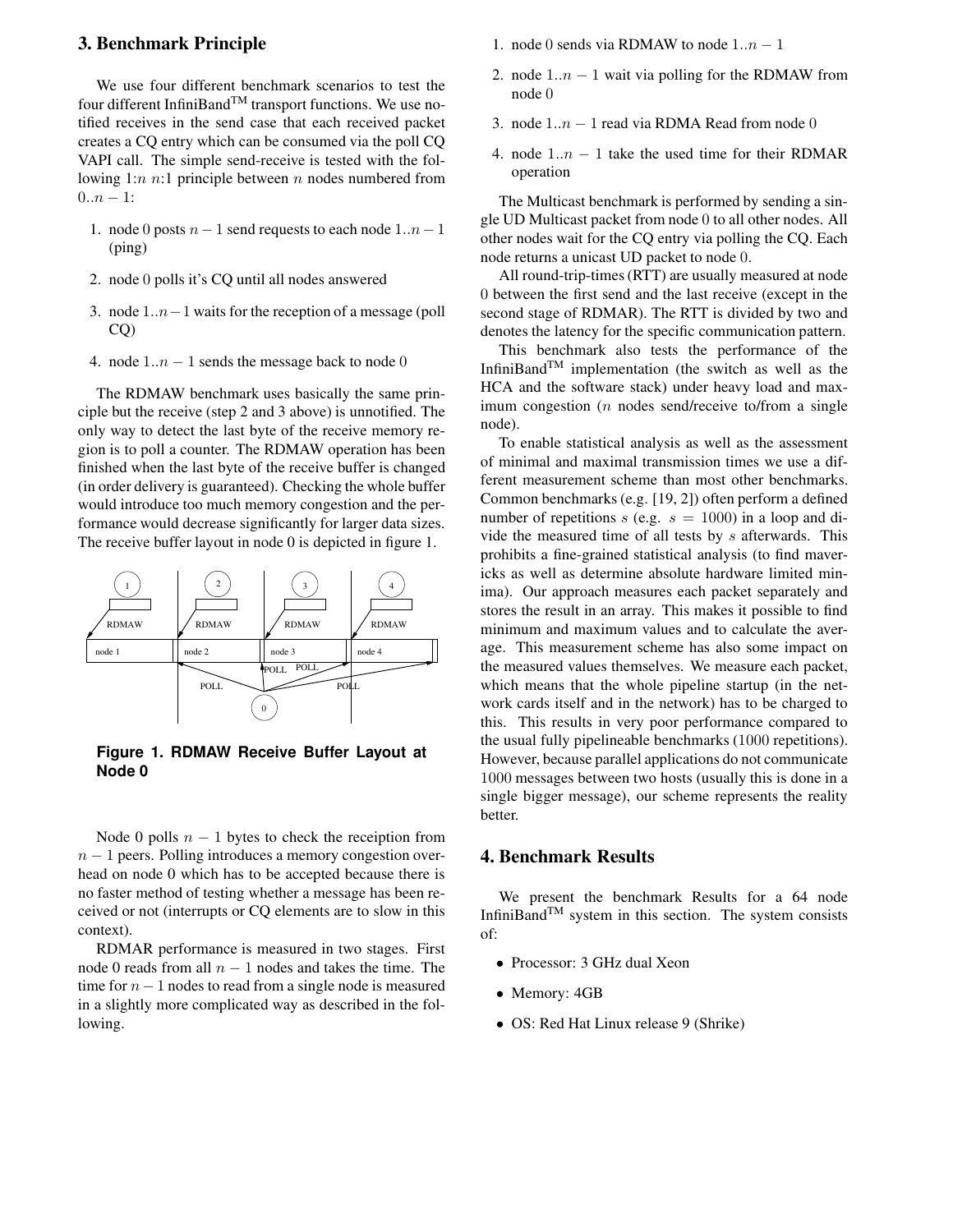## 3. Benchmark Principle

We use four different benchmark scenarios to test the four different InfiniBand™ transport functions. We use notified receives in the send case that each received packet creates a CQ entry which can be consumed via the poll CQ VAPI call. The simple send-receive is tested with the following 1:$n$ $n$:1 principle between $n$ nodes numbered from $0..n-1$:

1. node 0 posts $n-1$ send requests to each node $1..n-1$ (ping)
2. node 0 polls it's CQ until all nodes answered
3. node $1..n-1$ waits for the reception of a message (poll CQ)
4. node $1..n-1$ sends the message back to node 0

The RDMAW benchmark uses basically the same principle but the receive (step 2 and 3 above) is unnotified. The only way to detect the last byte of the receive memory region is to poll a counter. The RDMAW operation has been finished when the last byte of the receive buffer is changed (in order delivery is guaranteed). Checking the whole buffer would introduce too much memory congestion and the performance would decrease significantly for larger data sizes. The receive buffer layout in node 0 is depicted in figure 1.

**Figure 1. RDMAW Receive Buffer Layout at Node 0**

Node 0 polls $n-1$ bytes to check the receiption from $n-1$ peers. Polling introduces a memory congestion overhead on node 0 which has to be accepted because there is no faster method of testing whether a message has been received or not (interrupts or CQ elements are to slow in this context).

RDMAR performance is measured in two stages. First node 0 reads from all $n-1$ nodes and takes the time. The time for $n-1$ nodes to read from a single node is measured in a slightly more complicated way as described in the following.

1. node 0 sends via RDMAW to node $1..n-1$
2. node $1..n-1$ wait via polling for the RDMAW from node 0
3. node $1..n-1$ read via RDMA Read from node 0
4. node $1..n-1$ take the used time for their RDMAR operation

The Multicast benchmark is performed by sending a single UD Multicast packet from node 0 to all other nodes. All other nodes wait for the CQ entry via polling the CQ. Each node returns a unicast UD packet to node 0.

All round-trip-times (RTT) are usually measured at node 0 between the first send and the last receive (except in the second stage of RDMAR). The RTT is divided by two and denotes the latency for the specific communication pattern.

This benchmark also tests the performance of the InfiniBand™ implementation (the switch as well as the HCA and the software stack) under heavy load and maximum congestion ($n$ nodes send/receive to/from a single node).

To enable statistical analysis as well as the assessment of minimal and maximal transmission times we use a different measurement scheme than most other benchmarks. Common benchmarks (e.g. [19, 2]) often perform a defined number of repetitions $s$ (e.g. $s = 1000$) in a loop and divide the measured time of all tests by $s$ afterwards. This prohibits a fine-grained statistical analysis (to find mavericks as well as determine absolute hardware limited minima). Our approach measures each packet separately and stores the result in an array. This makes it possible to find minimum and maximum values and to calculate the average. This measurement scheme has also some impact on the measured values themselves. We measure each packet, which means that the whole pipeline startup (in the network cards itself and in the network) has to be charged to this. This results in very poor performance compared to the usual fully pipelineable benchmarks (1000 repetitions). However, because parallel applications do not communicate 1000 messages between two hosts (usually this is done in a single bigger message), our scheme represents the reality better.

## 4. Benchmark Results

We present the benchmark Results for a 64 node InfiniBand™ system in this section. The system consists of:

- Processor: 3 GHz dual Xeon
- Memory: 4GB
- OS: Red Hat Linux release 9 (Shrike)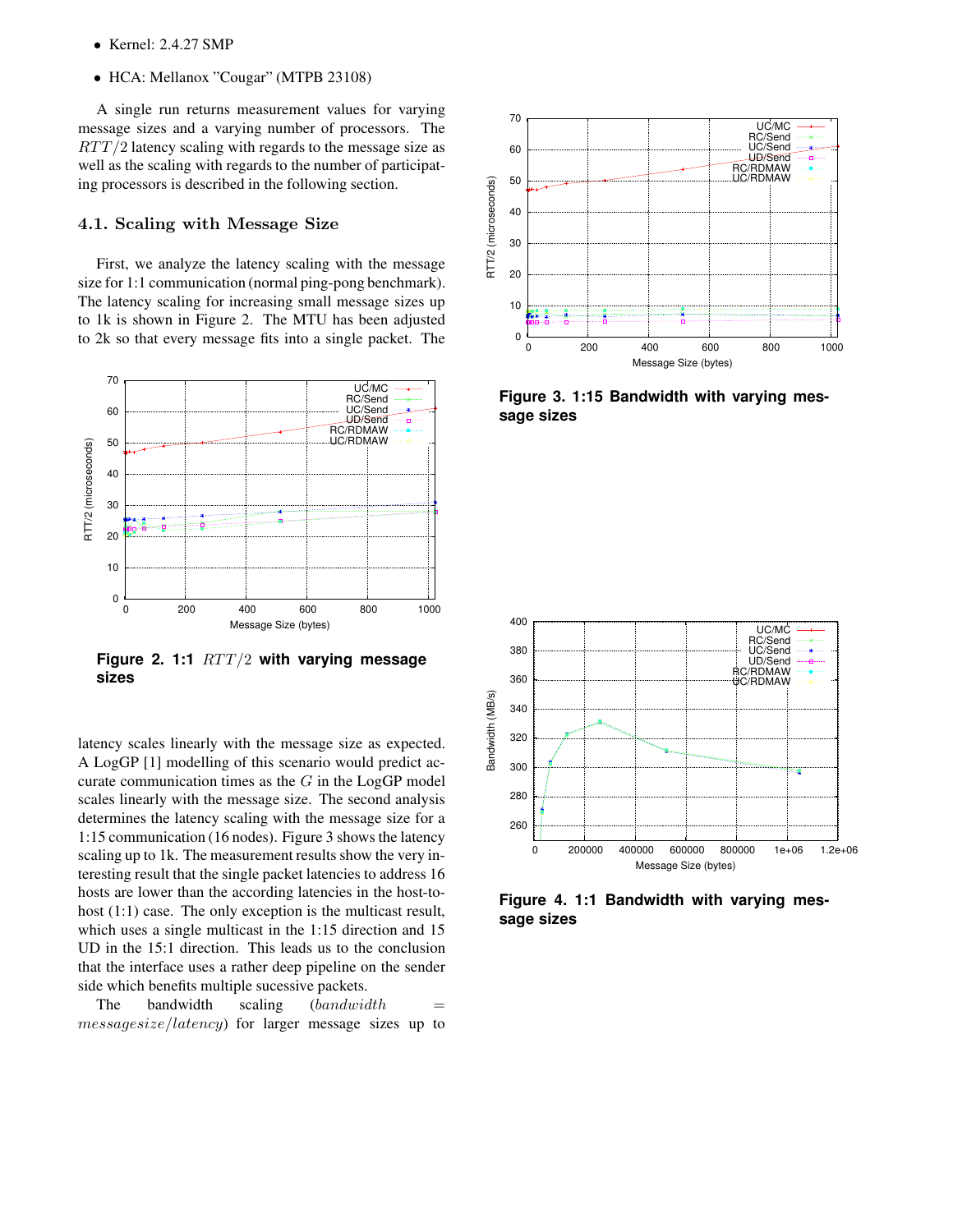- Kernel: 2.4.27 SMP
- HCA: Mellanox "Cougar" (MTPB 23108)

A single run returns measurement values for varying message sizes and a varying number of processors. The $RTT/2$ latency scaling with regards to the message size as well as the scaling with regards to the number of participating processors is described in the following section.

### 4.1. Scaling with Message Size

First, we analyze the latency scaling with the message size for 1:1 communication (normal ping-pong benchmark). The latency scaling for increasing small message sizes up to 1k is shown in Figure 2. The MTU has been adjusted to 2k so that every message fits into a single packet. The latency scales linearly with the message size as expected. A LogGP [1] modelling of this scenario would predict accurate communication times as the $G$ in the LogGP model scales linearly with the message size. The second analysis determines the latency scaling with the message size for a 1:15 communication (16 nodes). Figure 3 shows the latency scaling up to 1k. The measurement results show the very interesting result that the single packet latencies to address 16 hosts are lower than the according latencies in the host-to-host (1:1) case. The only exception is the multicast result, which uses a single multicast in the 1:15 direction and 15 UD in the 15:1 direction. This leads us to the conclusion that the interface uses a rather deep pipeline on the sender side which benefits multiple sucessive packets.

The bandwidth scaling ($bandwidth = messagesize/latency$) for larger message sizes up to

**Figure 2. 1:1 $RTT/2$ with varying message sizes**

**Figure 3. 1:15 Bandwidth with varying message sizes**

**Figure 4. 1:1 Bandwidth with varying message sizes**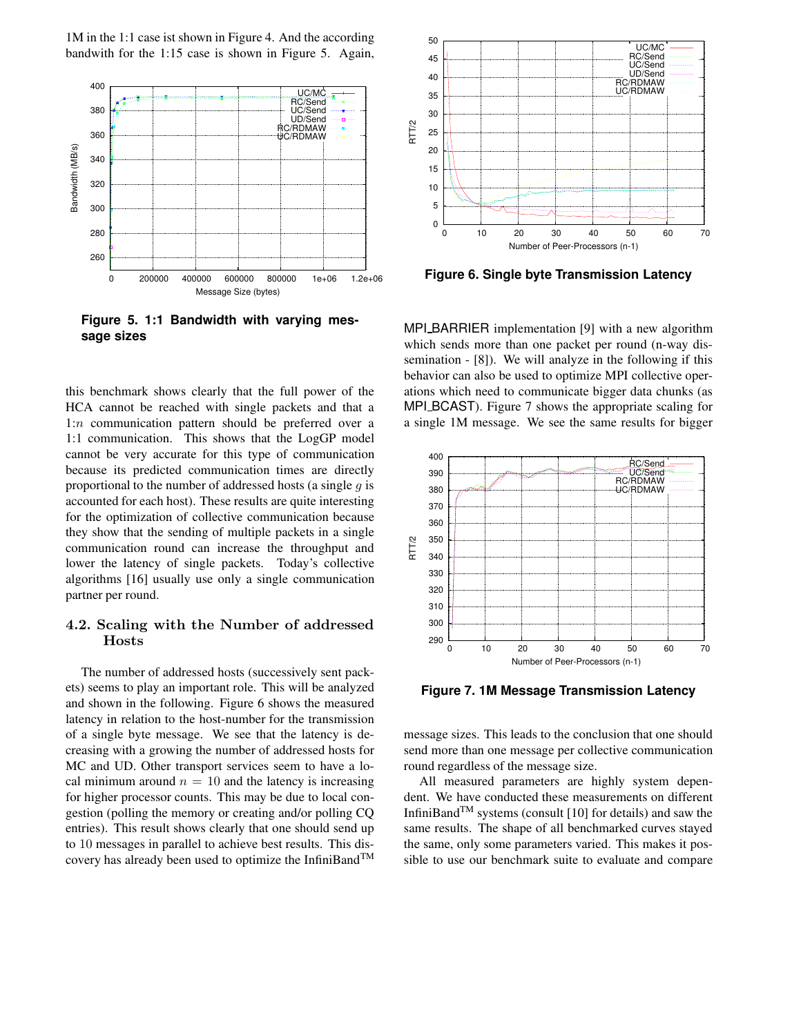1M in the 1:1 case ist shown in Figure 4. And the according bandwith for the 1:15 case is shown in Figure 5. Again, this benchmark shows clearly that the full power of the HCA cannot be reached with single packets and that a 1:$n$ communication pattern should be preferred over a 1:1 communication. This shows that the LogGP model cannot be very accurate for this type of communication because its predicted communication times are directly proportional to the number of addressed hosts (a single $g$ is accounted for each host). These results are quite interesting for the optimization of collective communication because they show that the sending of multiple packets in a single communication round can increase the throughput and lower the latency of single packets. Today's collective algorithms [16] usually use only a single communication partner per round.

**Figure 5. 1:1 Bandwidth with varying message sizes**

## 4.2. Scaling with the Number of addressed Hosts

The number of addressed hosts (successively sent packets) seems to play an important role. This will be analyzed and shown in the following. Figure 6 shows the measured latency in relation to the host-number for the transmission of a single byte message. We see that the latency is decreasing with a growing the number of addressed hosts for MC and UD. Other transport services seem to have a local minimum around $n = 10$ and the latency is increasing for higher processor counts. This may be due to local congestion (polling the memory or creating and/or polling CQ entries). This result shows clearly that one should send up to 10 messages in parallel to achieve best results. This discovery has already been used to optimize the InfiniBand™ MPI_BARRIER implementation [9] with a new algorithm which sends more than one packet per round (n-way dissemination - [8]). We will analyze in the following if this behavior can also be used to optimize MPI collective operations which need to communicate bigger data chunks (as MPI_BCAST). Figure 7 shows the appropriate scaling for a single 1M message. We see the same results for bigger message sizes. This leads to the conclusion that one should send more than one message per collective communication round regardless of the message size.

**Figure 6. Single byte Transmission Latency**

**Figure 7. 1M Message Transmission Latency**

All measured parameters are highly system dependent. We have conducted these measurements on different InfiniBand™ systems (consult [10] for details) and saw the same results. The shape of all benchmarked curves stayed the same, only some parameters varied. This makes it possible to use our benchmark suite to evaluate and compare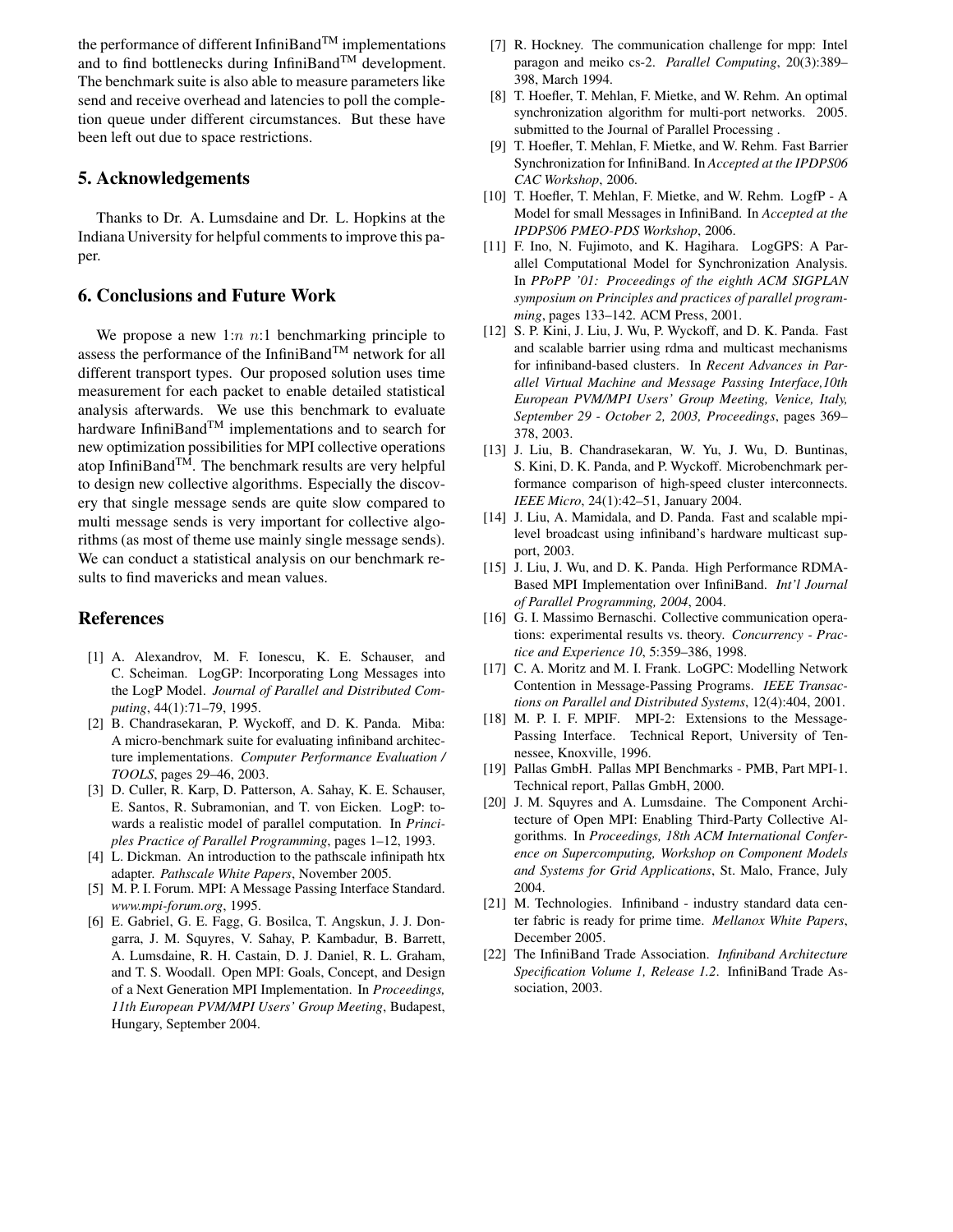the performance of different InfiniBand™ implementations and to find bottlenecks during InfiniBand™ development. The benchmark suite is also able to measure parameters like send and receive overhead and latencies to poll the completion queue under different circumstances. But these have been left out due to space restrictions.

## 5. Acknowledgements

Thanks to Dr. A. Lumsdaine and Dr. L. Hopkins at the Indiana University for helpful comments to improve this paper.

## 6. Conclusions and Future Work

We propose a new 1:$n$ $n$:1 benchmarking principle to assess the performance of the InfiniBand™ network for all different transport types. Our proposed solution uses time measurement for each packet to enable detailed statistical analysis afterwards. We use this benchmark to evaluate hardware InfiniBand™ implementations and to search for new optimization possibilities for MPI collective operations atop InfiniBand™. The benchmark results are very helpful to design new collective algorithms. Especially the discovery that single message sends are quite slow compared to multi message sends is very important for collective algorithms (as most of theme use mainly single message sends). We can conduct a statistical analysis on our benchmark results to find mavericks and mean values.

## References

[1] A. Alexandrov, M. F. Ionescu, K. E. Schauser, and C. Scheiman. LogGP: Incorporating Long Messages into the LogP Model. *Journal of Parallel and Distributed Computing*, 44(1):71–79, 1995.

[2] B. Chandrasekaran, P. Wyckoff, and D. K. Panda. Miba: A micro-benchmark suite for evaluating infiniband architecture implementations. *Computer Performance Evaluation / TOOLS*, pages 29–46, 2003.

[3] D. Culler, R. Karp, D. Patterson, A. Sahay, K. E. Schauser, E. Santos, R. Subramonian, and T. von Eicken. LogP: towards a realistic model of parallel computation. In *Principles Practice of Parallel Programming*, pages 1–12, 1993.

[4] L. Dickman. An introduction to the pathscale infinipath htx adapter. *Pathscale White Papers*, November 2005.

[5] M. P. I. Forum. MPI: A Message Passing Interface Standard. *www.mpi-forum.org*, 1995.

[6] E. Gabriel, G. E. Fagg, G. Bosilca, T. Angskun, J. J. Dongarra, J. M. Squyres, V. Sahay, P. Kambadur, B. Barrett, A. Lumsdaine, R. H. Castain, D. J. Daniel, R. L. Graham, and T. S. Woodall. Open MPI: Goals, Concept, and Design of a Next Generation MPI Implementation. In *Proceedings, 11th European PVM/MPI Users' Group Meeting*, Budapest, Hungary, September 2004.

[7] R. Hockney. The communication challenge for mpp: Intel paragon and meiko cs-2. *Parallel Computing*, 20(3):389–398, March 1994.

[8] T. Hoefler, T. Mehlan, F. Mietke, and W. Rehm. An optimal synchronization algorithm for multi-port networks. 2005. submitted to the Journal of Parallel Processing .

[9] T. Hoefler, T. Mehlan, F. Mietke, and W. Rehm. Fast Barrier Synchronization for InfiniBand. In *Accepted at the IPDPS06 CAC Workshop*, 2006.

[10] T. Hoefler, T. Mehlan, F. Mietke, and W. Rehm. LogfP - A Model for small Messages in InfiniBand. In *Accepted at the IPDPS06 PMEO-PDS Workshop*, 2006.

[11] F. Ino, N. Fujimoto, and K. Hagihara. LogGPS: A Parallel Computational Model for Synchronization Analysis. In *PPoPP '01: Proceedings of the eighth ACM SIGPLAN symposium on Principles and practices of parallel programming*, pages 133–142. ACM Press, 2001.

[12] S. P. Kini, J. Liu, J. Wu, P. Wyckoff, and D. K. Panda. Fast and scalable barrier using rdma and multicast mechanisms for infiniband-based clusters. In *Recent Advances in Parallel Virtual Machine and Message Passing Interface,10th European PVM/MPI Users' Group Meeting, Venice, Italy, September 29 - October 2, 2003, Proceedings*, pages 369–378, 2003.

[13] J. Liu, B. Chandrasekaran, W. Yu, J. Wu, D. Buntinas, S. Kini, D. K. Panda, and P. Wyckoff. Microbenchmark performance comparison of high-speed cluster interconnects. *IEEE Micro*, 24(1):42–51, January 2004.

[14] J. Liu, A. Mamidala, and D. Panda. Fast and scalable mpi-level broadcast using infiniband's hardware multicast support, 2003.

[15] J. Liu, J. Wu, and D. K. Panda. High Performance RDMA-Based MPI Implementation over InfiniBand. *Int'l Journal of Parallel Programming, 2004*, 2004.

[16] G. I. Massimo Bernaschi. Collective communication operations: experimental results vs. theory. *Concurrency - Practice and Experience 10*, 5:359–386, 1998.

[17] C. A. Moritz and M. I. Frank. LoGPC: Modelling Network Contention in Message-Passing Programs. *IEEE Transactions on Parallel and Distributed Systems*, 12(4):404, 2001.

[18] M. P. I. F. MPIF. MPI-2: Extensions to the Message-Passing Interface. Technical Report, University of Tennessee, Knoxville, 1996.

[19] Pallas GmbH. Pallas MPI Benchmarks - PMB, Part MPI-1. Technical report, Pallas GmbH, 2000.

[20] J. M. Squyres and A. Lumsdaine. The Component Architecture of Open MPI: Enabling Third-Party Collective Algorithms. In *Proceedings, 18th ACM International Conference on Supercomputing, Workshop on Component Models and Systems for Grid Applications*, St. Malo, France, July 2004.

[21] M. Technologies. Infiniband - industry standard data center fabric is ready for prime time. *Mellanox White Papers*, December 2005.

[22] The InfiniBand Trade Association. *Infiniband Architecture Specification Volume 1, Release 1.2*. InfiniBand Trade Association, 2003.